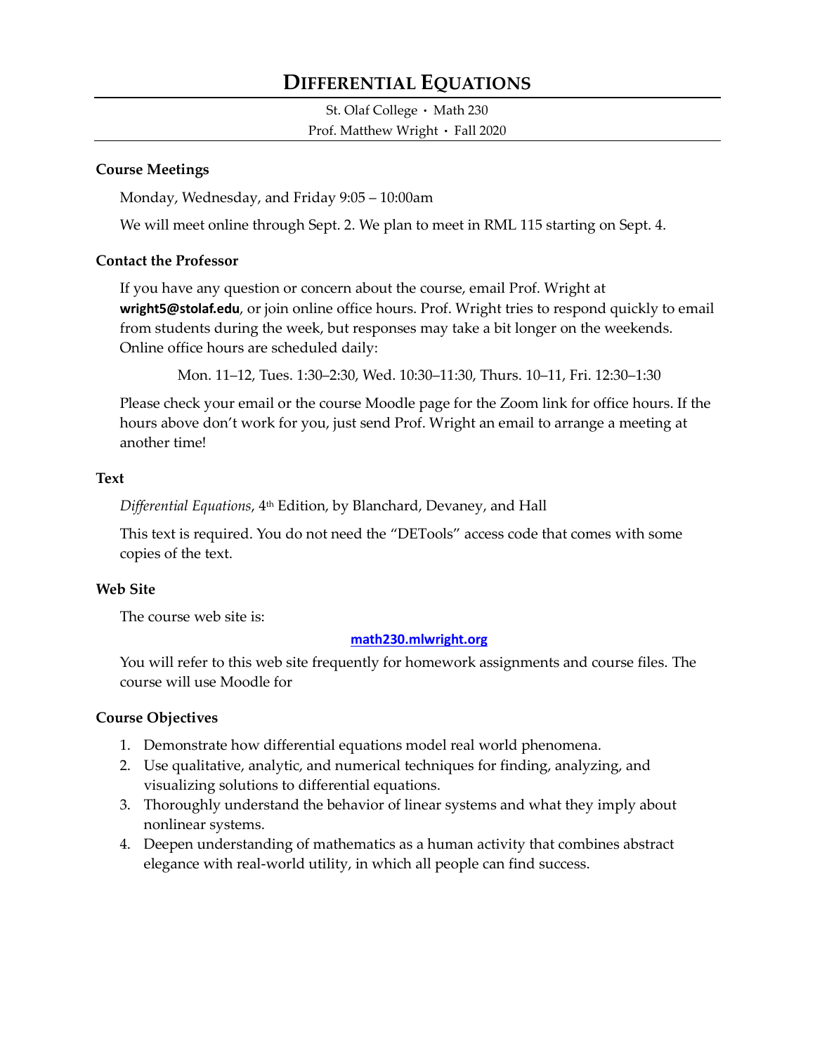# DIFFERENTIAL EQUATIONS

St. Olaf College • Math 230

Prof. Matthew Wright • Fall 2020

### Course Meetings

Monday, Wednesday, and Friday 9:05 – 10:00am

We will meet online through Sept. 2. We plan to meet in RML 115 starting on Sept. 4.

### Contact the Professor

If you have any question or concern about the course, email Prof. Wright at **wright5@stolaf.edu**, or join online office hours. Prof. Wright tries to respond quickly to email from students during the week, but responses may take a bit longer on the weekends. Online office hours are scheduled daily:

Mon. 11–12, Tues. 1:30–2:30, Wed. 10:30–11:30, Thurs. 10–11, Fri. 12:30–1:30

Please check your email or the course Moodle page for the Zoom link for office hours. If the hours above don't work for you, just send Prof. Wright an email to arrange a meeting at another time!

### Text

*Differential Equations*, 4th Edition, by Blanchard, Devaney, and Hall

This text is required. You do not need the "DETools" access code that comes with some copies of the text.

### Web Site

The course web site is:

**math230.mlwright.org**

You will refer to this web site frequently for homework assignments and course files. The course will use Moodle for

### Course Objectives

1. Demonstrate how differential equations model real world phenomena.
2. Use qualitative, analytic, and numerical techniques for finding, analyzing, and visualizing solutions to differential equations.
3. Thoroughly understand the behavior of linear systems and what they imply about nonlinear systems.
4. Deepen understanding of mathematics as a human activity that combines abstract elegance with real-world utility, in which all people can find success.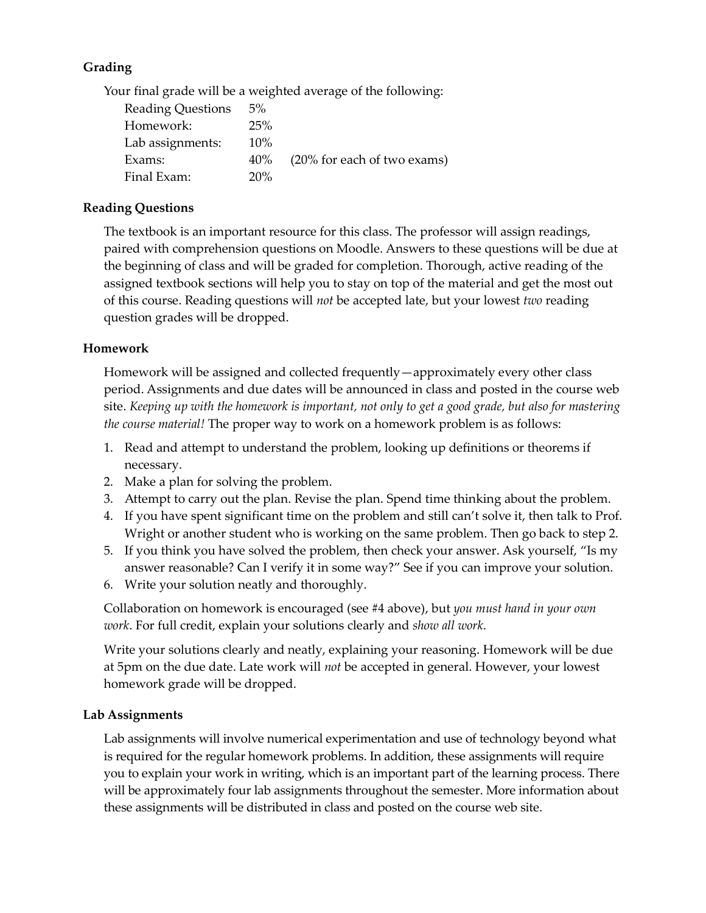### Grading

Your final grade will be a weighted average of the following:

| | | |
|---|---|---|
| Reading Questions | 5% | |
| Homework: | 25% | |
| Lab assignments: | 10% | |
| Exams: | 40% | (20% for each of two exams) |
| Final Exam: | 20% | |

### Reading Questions

The textbook is an important resource for this class. The professor will assign readings, paired with comprehension questions on Moodle. Answers to these questions will be due at the beginning of class and will be graded for completion. Thorough, active reading of the assigned textbook sections will help you to stay on top of the material and get the most out of this course. Reading questions will *not* be accepted late, but your lowest *two* reading question grades will be dropped.

### Homework

Homework will be assigned and collected frequently—approximately every other class period. Assignments and due dates will be announced in class and posted in the course web site. *Keeping up with the homework is important, not only to get a good grade, but also for mastering the course material!* The proper way to work on a homework problem is as follows:

1. Read and attempt to understand the problem, looking up definitions or theorems if necessary.
2. Make a plan for solving the problem.
3. Attempt to carry out the plan. Revise the plan. Spend time thinking about the problem.
4. If you have spent significant time on the problem and still can't solve it, then talk to Prof. Wright or another student who is working on the same problem. Then go back to step 2.
5. If you think you have solved the problem, then check your answer. Ask yourself, "Is my answer reasonable? Can I verify it in some way?" See if you can improve your solution.
6. Write your solution neatly and thoroughly.

Collaboration on homework is encouraged (see #4 above), but *you must hand in your own work*. For full credit, explain your solutions clearly and *show all work*.

Write your solutions clearly and neatly, explaining your reasoning. Homework will be due at 5pm on the due date. Late work will *not* be accepted in general. However, your lowest homework grade will be dropped.

### Lab Assignments

Lab assignments will involve numerical experimentation and use of technology beyond what is required for the regular homework problems. In addition, these assignments will require you to explain your work in writing, which is an important part of the learning process. There will be approximately four lab assignments throughout the semester. More information about these assignments will be distributed in class and posted on the course web site.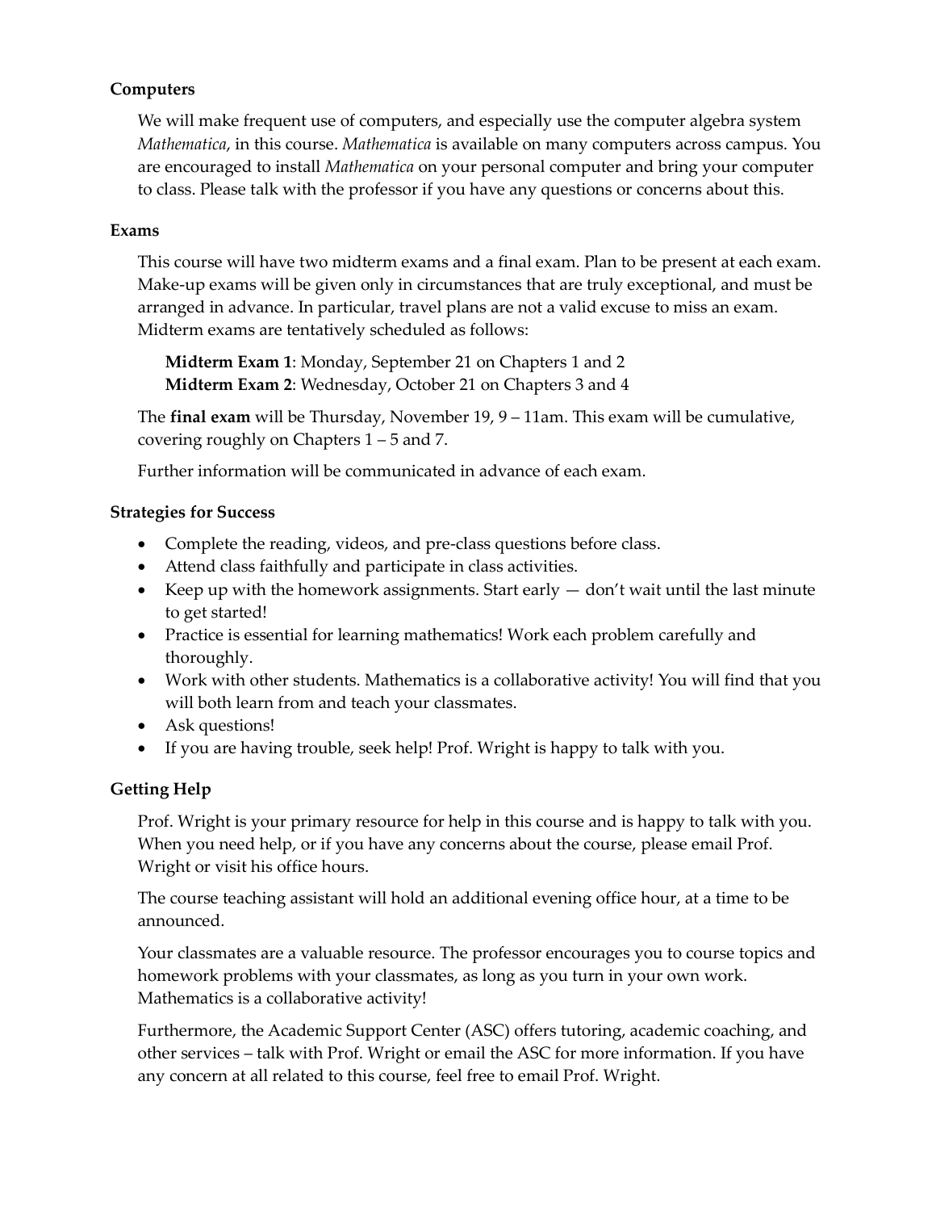### Computers

We will make frequent use of computers, and especially use the computer algebra system *Mathematica*, in this course. *Mathematica* is available on many computers across campus. You are encouraged to install *Mathematica* on your personal computer and bring your computer to class. Please talk with the professor if you have any questions or concerns about this.

### Exams

This course will have two midterm exams and a final exam. Plan to be present at each exam. Make-up exams will be given only in circumstances that are truly exceptional, and must be arranged in advance. In particular, travel plans are not a valid excuse to miss an exam. Midterm exams are tentatively scheduled as follows:

**Midterm Exam 1**: Monday, September 21 on Chapters 1 and 2
**Midterm Exam 2**: Wednesday, October 21 on Chapters 3 and 4

The **final exam** will be Thursday, November 19, 9 – 11am. This exam will be cumulative, covering roughly on Chapters 1 – 5 and 7.

Further information will be communicated in advance of each exam.

### Strategies for Success

- Complete the reading, videos, and pre-class questions before class.
- Attend class faithfully and participate in class activities.
- Keep up with the homework assignments. Start early — don't wait until the last minute to get started!
- Practice is essential for learning mathematics! Work each problem carefully and thoroughly.
- Work with other students. Mathematics is a collaborative activity! You will find that you will both learn from and teach your classmates.
- Ask questions!
- If you are having trouble, seek help! Prof. Wright is happy to talk with you.

### Getting Help

Prof. Wright is your primary resource for help in this course and is happy to talk with you. When you need help, or if you have any concerns about the course, please email Prof. Wright or visit his office hours.

The course teaching assistant will hold an additional evening office hour, at a time to be announced.

Your classmates are a valuable resource. The professor encourages you to course topics and homework problems with your classmates, as long as you turn in your own work. Mathematics is a collaborative activity!

Furthermore, the Academic Support Center (ASC) offers tutoring, academic coaching, and other services – talk with Prof. Wright or email the ASC for more information. If you have any concern at all related to this course, feel free to email Prof. Wright.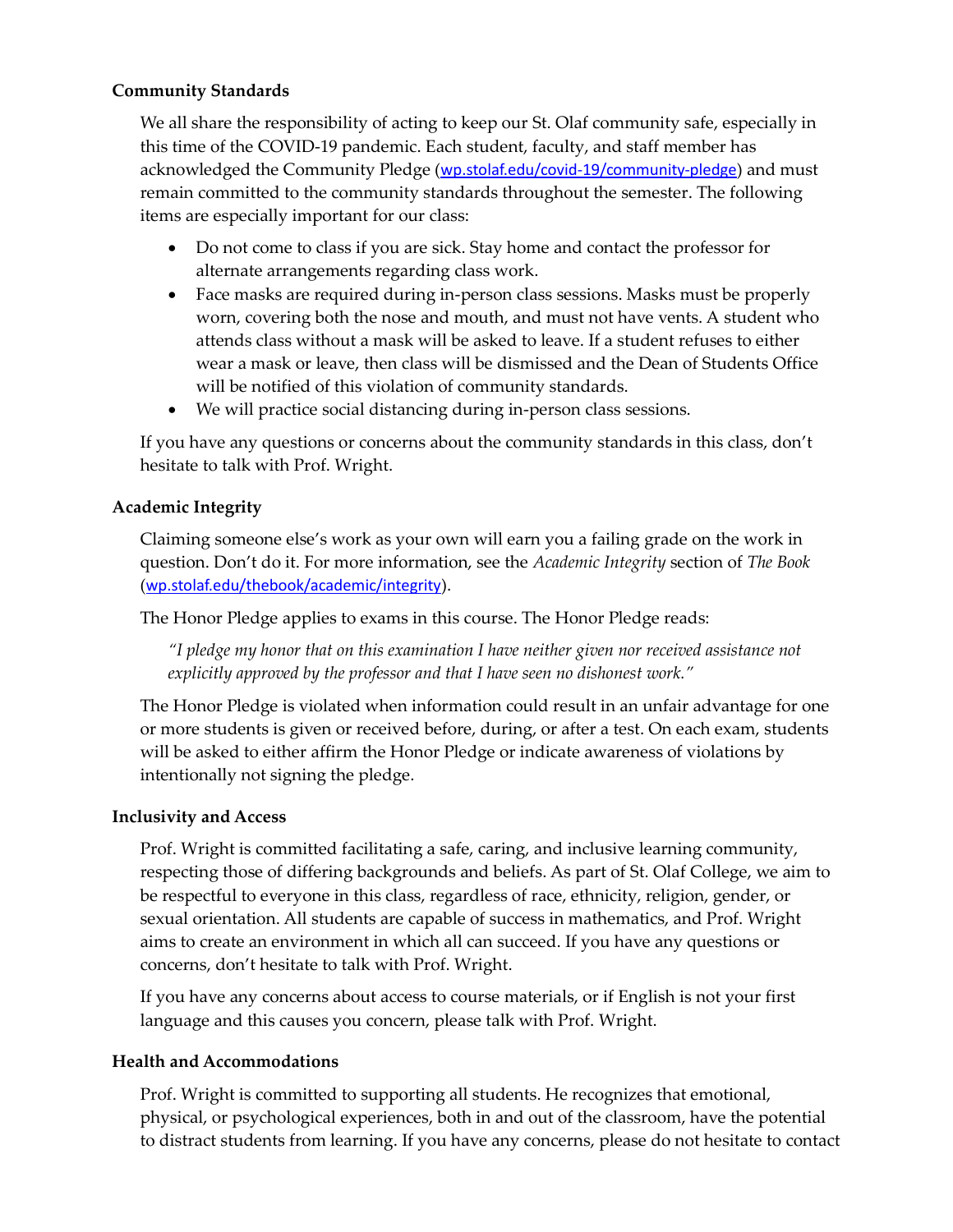### Community Standards

We all share the responsibility of acting to keep our St. Olaf community safe, especially in this time of the COVID-19 pandemic. Each student, faculty, and staff member has acknowledged the Community Pledge (wp.stolaf.edu/covid-19/community-pledge) and must remain committed to the community standards throughout the semester. The following items are especially important for our class:

- Do not come to class if you are sick. Stay home and contact the professor for alternate arrangements regarding class work.
- Face masks are required during in-person class sessions. Masks must be properly worn, covering both the nose and mouth, and must not have vents. A student who attends class without a mask will be asked to leave. If a student refuses to either wear a mask or leave, then class will be dismissed and the Dean of Students Office will be notified of this violation of community standards.
- We will practice social distancing during in-person class sessions.

If you have any questions or concerns about the community standards in this class, don't hesitate to talk with Prof. Wright.

### Academic Integrity

Claiming someone else's work as your own will earn you a failing grade on the work in question. Don't do it. For more information, see the *Academic Integrity* section of *The Book* (wp.stolaf.edu/thebook/academic/integrity).

The Honor Pledge applies to exams in this course. The Honor Pledge reads:

> *"I pledge my honor that on this examination I have neither given nor received assistance not explicitly approved by the professor and that I have seen no dishonest work."*

The Honor Pledge is violated when information could result in an unfair advantage for one or more students is given or received before, during, or after a test. On each exam, students will be asked to either affirm the Honor Pledge or indicate awareness of violations by intentionally not signing the pledge.

### Inclusivity and Access

Prof. Wright is committed facilitating a safe, caring, and inclusive learning community, respecting those of differing backgrounds and beliefs. As part of St. Olaf College, we aim to be respectful to everyone in this class, regardless of race, ethnicity, religion, gender, or sexual orientation. All students are capable of success in mathematics, and Prof. Wright aims to create an environment in which all can succeed. If you have any questions or concerns, don't hesitate to talk with Prof. Wright.

If you have any concerns about access to course materials, or if English is not your first language and this causes you concern, please talk with Prof. Wright.

### Health and Accommodations

Prof. Wright is committed to supporting all students. He recognizes that emotional, physical, or psychological experiences, both in and out of the classroom, have the potential to distract students from learning. If you have any concerns, please do not hesitate to contact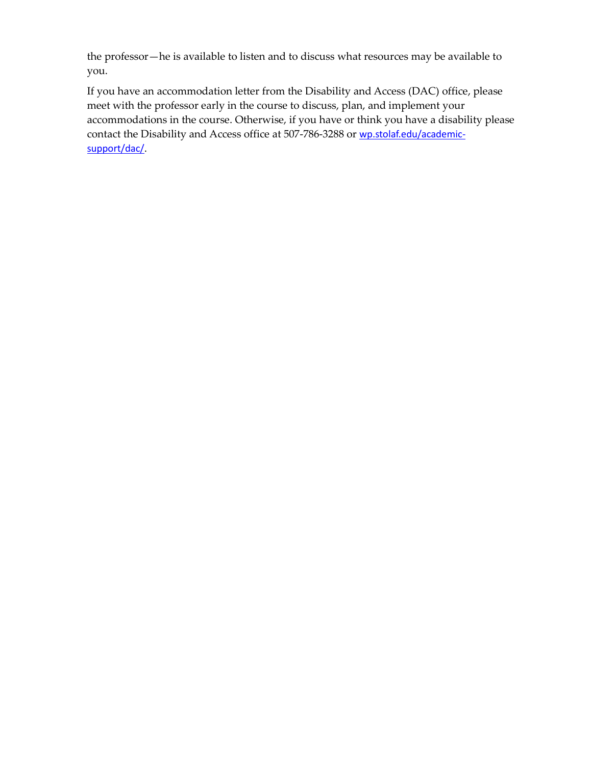the professor—he is available to listen and to discuss what resources may be available to you.

If you have an accommodation letter from the Disability and Access (DAC) office, please meet with the professor early in the course to discuss, plan, and implement your accommodations in the course. Otherwise, if you have or think you have a disability please contact the Disability and Access office at 507-786-3288 or wp.stolaf.edu/academic-support/dac/.